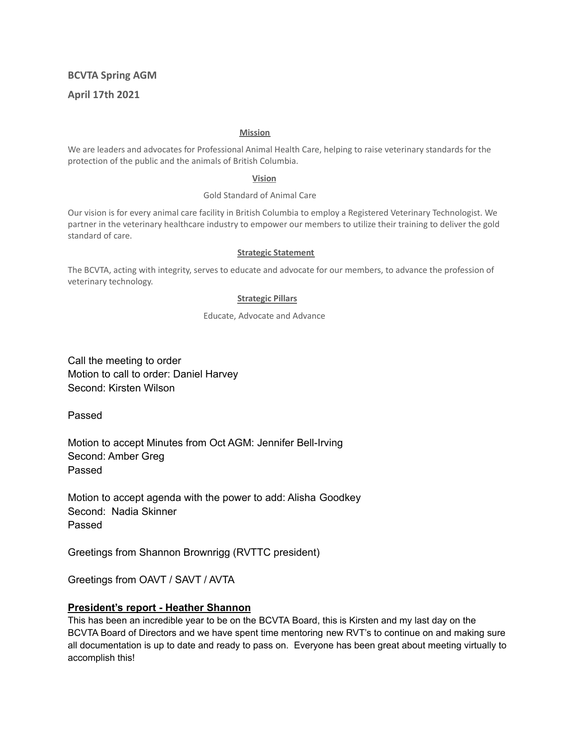# BCVTA Spring AGM

## April 17th 2021

### Mission

We are leaders and advocates for Professional Animal Health Care, helping to raise veterinary standards for the protection of the public and the animals of British Columbia.

### Vision

Gold Standard of Animal Care

Our vision is for every animal care facility in British Columbia to employ a Registered Veterinary Technologist. We partner in the veterinary healthcare industry to empower our members to utilize their training to deliver the gold standard of care.

### Strategic Statement

The BCVTA, acting with integrity, serves to educate and advocate for our members, to advance the profession of veterinary technology.

### Strategic Pillars

Educate, Advocate and Advance

Call the meeting to order
Motion to call to order: Daniel Harvey
Second: Kirsten Wilson

Passed

Motion to accept Minutes from Oct AGM: Jennifer Bell-Irving
Second: Amber Greg
Passed

Motion to accept agenda with the power to add: Alisha Goodkey
Second: Nadia Skinner
Passed

Greetings from Shannon Brownrigg (RVTTC president)

Greetings from OAVT / SAVT / AVTA

### President's report - Heather Shannon

This has been an incredible year to be on the BCVTA Board, this is Kirsten and my last day on the BCVTA Board of Directors and we have spent time mentoring new RVT's to continue on and making sure all documentation is up to date and ready to pass on. Everyone has been great about meeting virtually to accomplish this!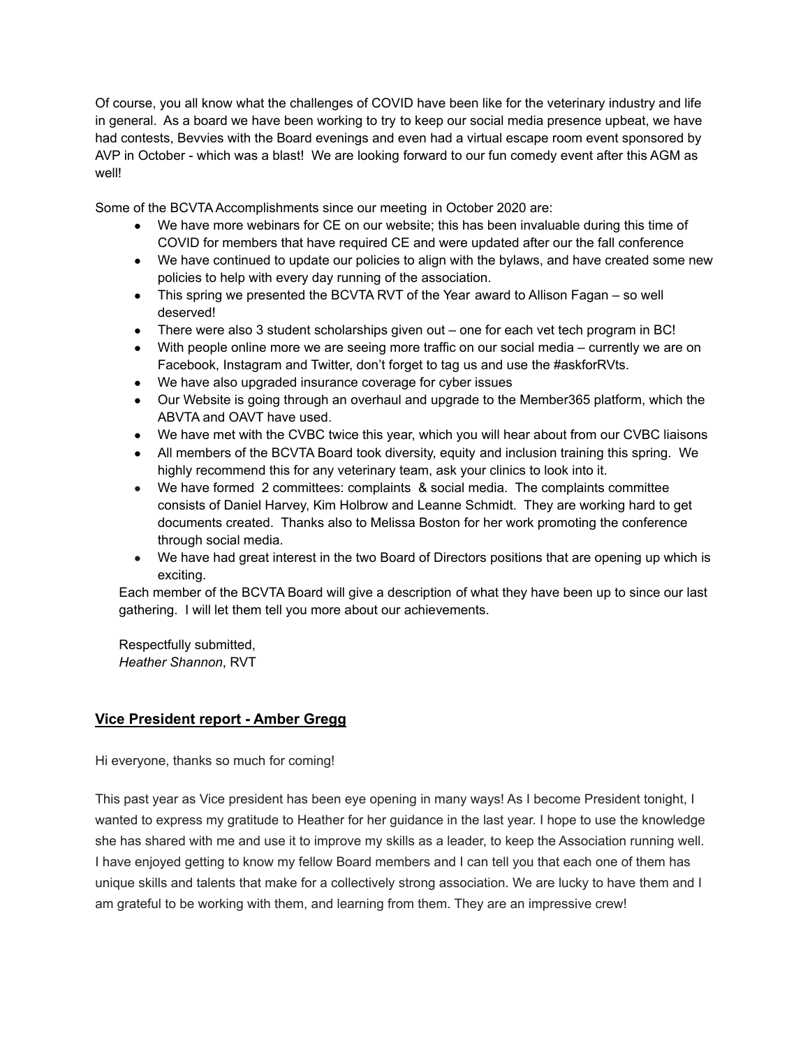Of course, you all know what the challenges of COVID have been like for the veterinary industry and life in general. As a board we have been working to try to keep our social media presence upbeat, we have had contests, Bevvies with the Board evenings and even had a virtual escape room event sponsored by AVP in October - which was a blast! We are looking forward to our fun comedy event after this AGM as well!

Some of the BCVTA Accomplishments since our meeting in October 2020 are:

- We have more webinars for CE on our website; this has been invaluable during this time of COVID for members that have required CE and were updated after our the fall conference
- We have continued to update our policies to align with the bylaws, and have created some new policies to help with every day running of the association.
- This spring we presented the BCVTA RVT of the Year award to Allison Fagan – so well deserved!
- There were also 3 student scholarships given out – one for each vet tech program in BC!
- With people online more we are seeing more traffic on our social media – currently we are on Facebook, Instagram and Twitter, don't forget to tag us and use the #askforRVts.
- We have also upgraded insurance coverage for cyber issues
- Our Website is going through an overhaul and upgrade to the Member365 platform, which the ABVTA and OAVT have used.
- We have met with the CVBC twice this year, which you will hear about from our CVBC liaisons
- All members of the BCVTA Board took diversity, equity and inclusion training this spring. We highly recommend this for any veterinary team, ask your clinics to look into it.
- We have formed 2 committees: complaints & social media. The complaints committee consists of Daniel Harvey, Kim Holbrow and Leanne Schmidt. They are working hard to get documents created. Thanks also to Melissa Boston for her work promoting the conference through social media.
- We have had great interest in the two Board of Directors positions that are opening up which is exciting.

Each member of the BCVTA Board will give a description of what they have been up to since our last gathering. I will let them tell you more about our achievements.

Respectfully submitted,
*Heather Shannon*, RVT

## **Vice President report - Amber Gregg**

Hi everyone, thanks so much for coming!

This past year as Vice president has been eye opening in many ways! As I become President tonight, I wanted to express my gratitude to Heather for her guidance in the last year. I hope to use the knowledge she has shared with me and use it to improve my skills as a leader, to keep the Association running well. I have enjoyed getting to know my fellow Board members and I can tell you that each one of them has unique skills and talents that make for a collectively strong association. We are lucky to have them and I am grateful to be working with them, and learning from them. They are an impressive crew!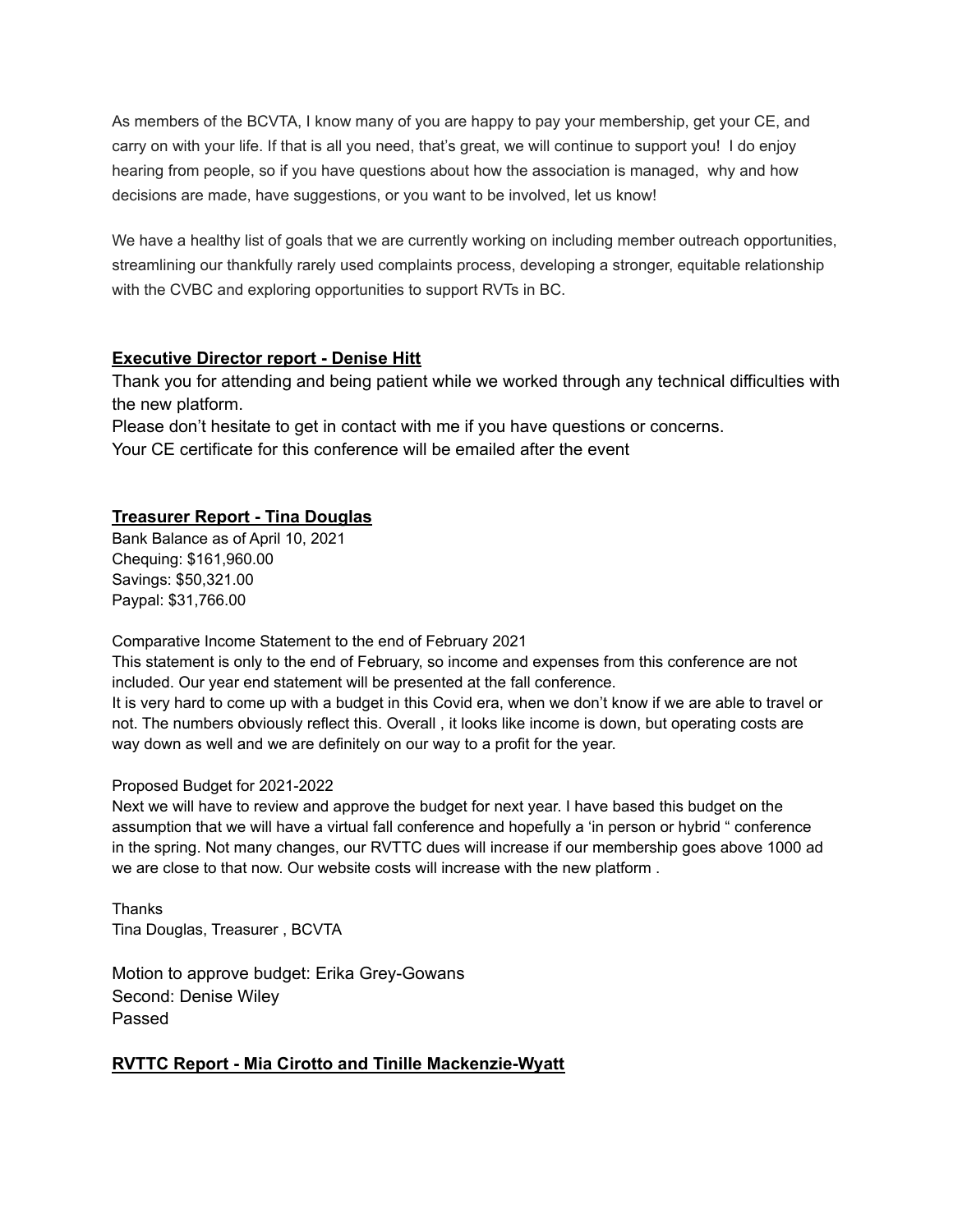As members of the BCVTA, I know many of you are happy to pay your membership, get your CE, and carry on with your life. If that is all you need, that's great, we will continue to support you! I do enjoy hearing from people, so if you have questions about how the association is managed, why and how decisions are made, have suggestions, or you want to be involved, let us know!

We have a healthy list of goals that we are currently working on including member outreach opportunities, streamlining our thankfully rarely used complaints process, developing a stronger, equitable relationship with the CVBC and exploring opportunities to support RVTs in BC.

## Executive Director report - Denise Hitt

Thank you for attending and being patient while we worked through any technical difficulties with the new platform.
Please don't hesitate to get in contact with me if you have questions or concerns.
Your CE certificate for this conference will be emailed after the event

## Treasurer Report - Tina Douglas

Bank Balance as of April 10, 2021
Chequing: $161,960.00
Savings: $50,321.00
Paypal: $31,766.00

Comparative Income Statement to the end of February 2021
This statement is only to the end of February, so income and expenses from this conference are not included. Our year end statement will be presented at the fall conference.
It is very hard to come up with a budget in this Covid era, when we don't know if we are able to travel or not. The numbers obviously reflect this. Overall , it looks like income is down, but operating costs are way down as well and we are definitely on our way to a profit for the year.

Proposed Budget for 2021-2022
Next we will have to review and approve the budget for next year. I have based this budget on the assumption that we will have a virtual fall conference and hopefully a 'in person or hybrid " conference in the spring. Not many changes, our RVTTC dues will increase if our membership goes above 1000 ad we are close to that now. Our website costs will increase with the new platform .

Thanks
Tina Douglas, Treasurer , BCVTA

Motion to approve budget: Erika Grey-Gowans
Second: Denise Wiley
Passed

## RVTTC Report - Mia Cirotto and Tinille Mackenzie-Wyatt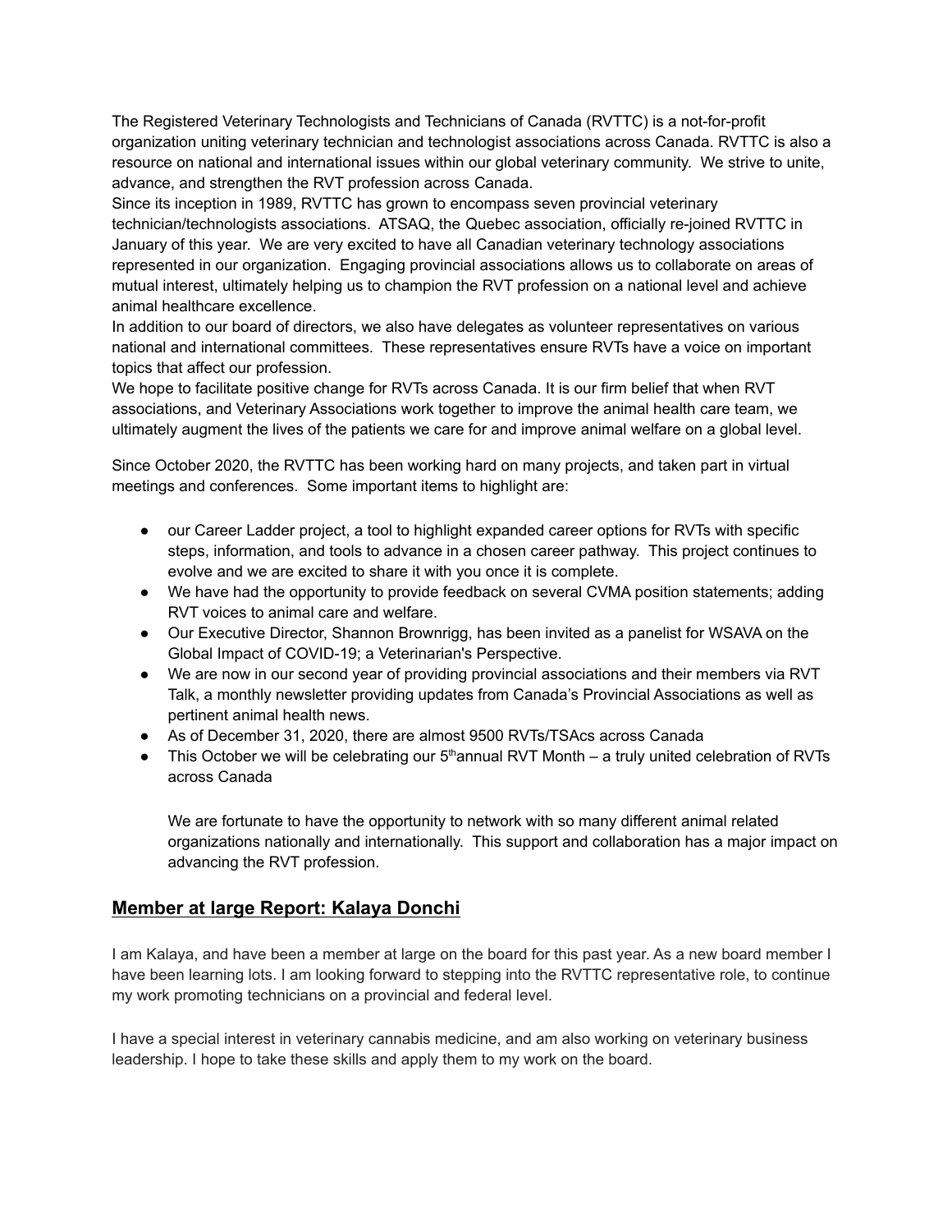The Registered Veterinary Technologists and Technicians of Canada (RVTTC) is a not-for-profit organization uniting veterinary technician and technologist associations across Canada. RVTTC is also a resource on national and international issues within our global veterinary community. We strive to unite, advance, and strengthen the RVT profession across Canada.

Since its inception in 1989, RVTTC has grown to encompass seven provincial veterinary technician/technologists associations. ATSAQ, the Quebec association, officially re-joined RVTTC in January of this year. We are very excited to have all Canadian veterinary technology associations represented in our organization. Engaging provincial associations allows us to collaborate on areas of mutual interest, ultimately helping us to champion the RVT profession on a national level and achieve animal healthcare excellence.

In addition to our board of directors, we also have delegates as volunteer representatives on various national and international committees. These representatives ensure RVTs have a voice on important topics that affect our profession.

We hope to facilitate positive change for RVTs across Canada. It is our firm belief that when RVT associations, and Veterinary Associations work together to improve the animal health care team, we ultimately augment the lives of the patients we care for and improve animal welfare on a global level.

Since October 2020, the RVTTC has been working hard on many projects, and taken part in virtual meetings and conferences. Some important items to highlight are:

- our Career Ladder project, a tool to highlight expanded career options for RVTs with specific steps, information, and tools to advance in a chosen career pathway. This project continues to evolve and we are excited to share it with you once it is complete.
- We have had the opportunity to provide feedback on several CVMA position statements; adding RVT voices to animal care and welfare.
- Our Executive Director, Shannon Brownrigg, has been invited as a panelist for WSAVA on the Global Impact of COVID-19; a Veterinarian's Perspective.
- We are now in our second year of providing provincial associations and their members via RVT Talk, a monthly newsletter providing updates from Canada's Provincial Associations as well as pertinent animal health news.
- As of December 31, 2020, there are almost 9500 RVTs/TSAcs across Canada
- This October we will be celebrating our 5th annual RVT Month – a truly united celebration of RVTs across Canada

  We are fortunate to have the opportunity to network with so many different animal related organizations nationally and internationally. This support and collaboration has a major impact on advancing the RVT profession.

## Member at large Report: Kalaya Donchi

I am Kalaya, and have been a member at large on the board for this past year. As a new board member I have been learning lots. I am looking forward to stepping into the RVTTC representative role, to continue my work promoting technicians on a provincial and federal level.

I have a special interest in veterinary cannabis medicine, and am also working on veterinary business leadership. I hope to take these skills and apply them to my work on the board.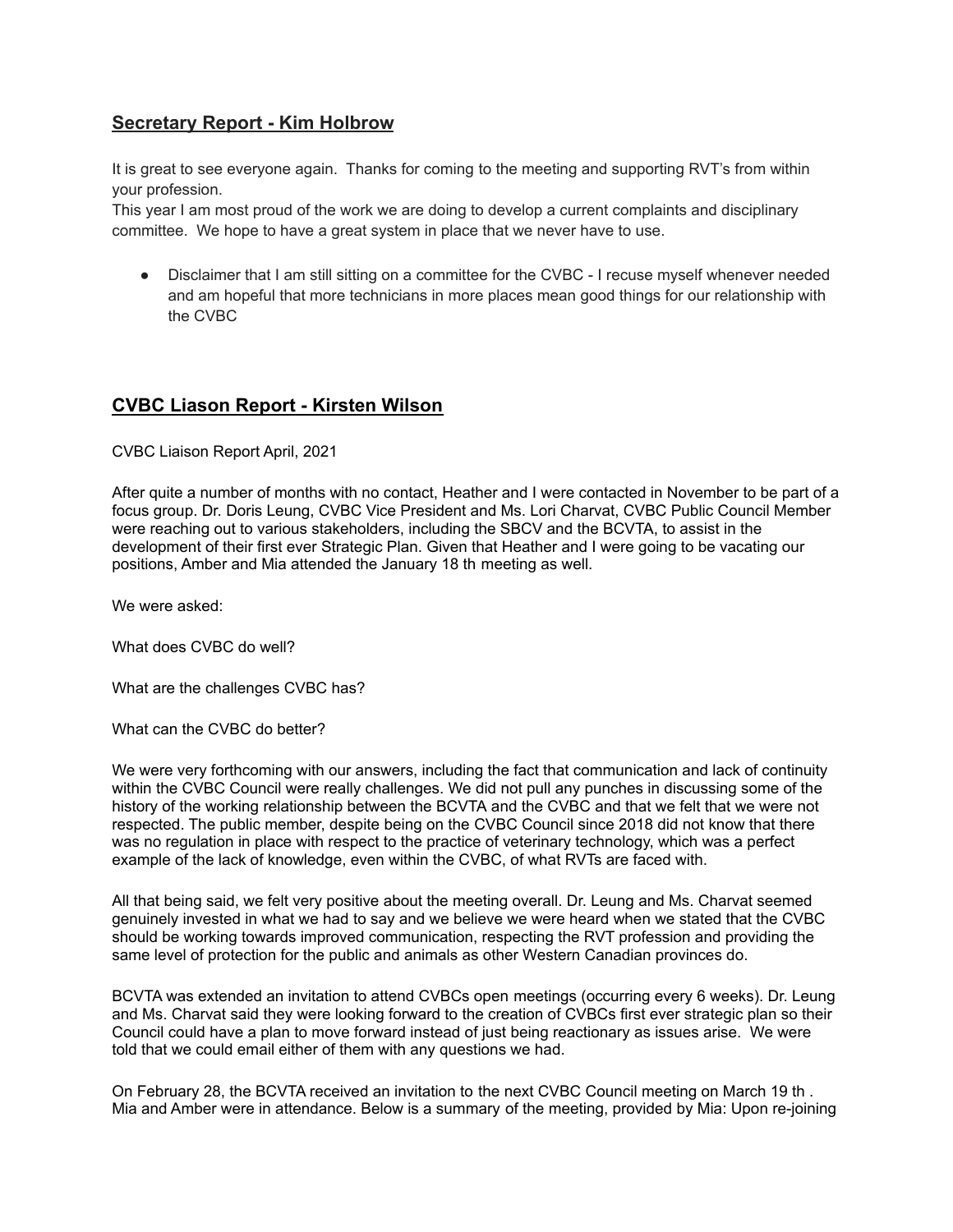## Secretary Report - Kim Holbrow

It is great to see everyone again. Thanks for coming to the meeting and supporting RVT's from within your profession.
This year I am most proud of the work we are doing to develop a current complaints and disciplinary committee. We hope to have a great system in place that we never have to use.

- Disclaimer that I am still sitting on a committee for the CVBC - I recuse myself whenever needed and am hopeful that more technicians in more places mean good things for our relationship with the CVBC

## CVBC Liason Report - Kirsten Wilson

CVBC Liaison Report April, 2021

After quite a number of months with no contact, Heather and I were contacted in November to be part of a focus group. Dr. Doris Leung, CVBC Vice President and Ms. Lori Charvat, CVBC Public Council Member were reaching out to various stakeholders, including the SBCV and the BCVTA, to assist in the development of their first ever Strategic Plan. Given that Heather and I were going to be vacating our positions, Amber and Mia attended the January 18 th meeting as well.

We were asked:

What does CVBC do well?

What are the challenges CVBC has?

What can the CVBC do better?

We were very forthcoming with our answers, including the fact that communication and lack of continuity within the CVBC Council were really challenges. We did not pull any punches in discussing some of the history of the working relationship between the BCVTA and the CVBC and that we felt that we were not respected. The public member, despite being on the CVBC Council since 2018 did not know that there was no regulation in place with respect to the practice of veterinary technology, which was a perfect example of the lack of knowledge, even within the CVBC, of what RVTs are faced with.

All that being said, we felt very positive about the meeting overall. Dr. Leung and Ms. Charvat seemed genuinely invested in what we had to say and we believe we were heard when we stated that the CVBC should be working towards improved communication, respecting the RVT profession and providing the same level of protection for the public and animals as other Western Canadian provinces do.

BCVTA was extended an invitation to attend CVBCs open meetings (occurring every 6 weeks). Dr. Leung and Ms. Charvat said they were looking forward to the creation of CVBCs first ever strategic plan so their Council could have a plan to move forward instead of just being reactionary as issues arise. We were told that we could email either of them with any questions we had.

On February 28, the BCVTA received an invitation to the next CVBC Council meeting on March 19 th . Mia and Amber were in attendance. Below is a summary of the meeting, provided by Mia: Upon re-joining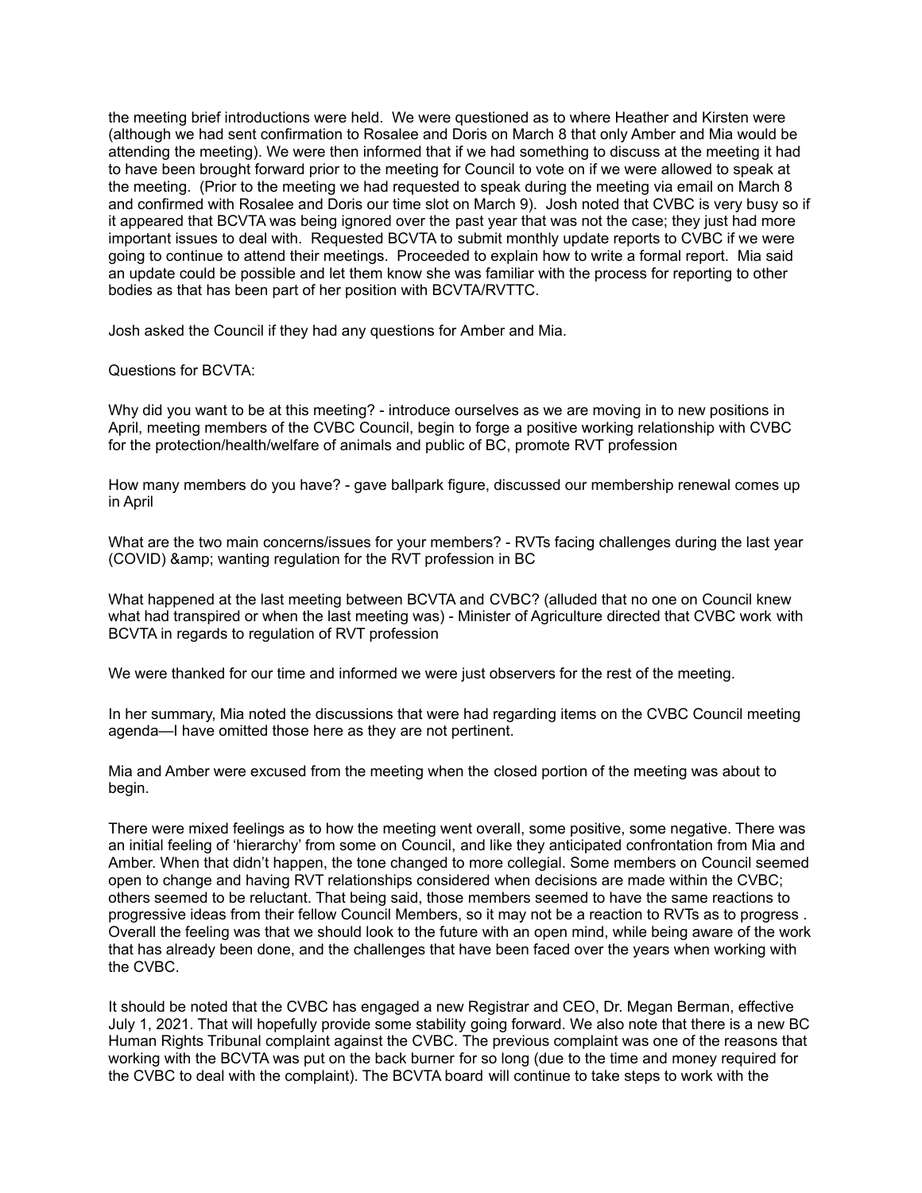the meeting brief introductions were held. We were questioned as to where Heather and Kirsten were (although we had sent confirmation to Rosalee and Doris on March 8 that only Amber and Mia would be attending the meeting). We were then informed that if we had something to discuss at the meeting it had to have been brought forward prior to the meeting for Council to vote on if we were allowed to speak at the meeting. (Prior to the meeting we had requested to speak during the meeting via email on March 8 and confirmed with Rosalee and Doris our time slot on March 9). Josh noted that CVBC is very busy so if it appeared that BCVTA was being ignored over the past year that was not the case; they just had more important issues to deal with. Requested BCVTA to submit monthly update reports to CVBC if we were going to continue to attend their meetings. Proceeded to explain how to write a formal report. Mia said an update could be possible and let them know she was familiar with the process for reporting to other bodies as that has been part of her position with BCVTA/RVTTC.

Josh asked the Council if they had any questions for Amber and Mia.

Questions for BCVTA:

Why did you want to be at this meeting? - introduce ourselves as we are moving in to new positions in April, meeting members of the CVBC Council, begin to forge a positive working relationship with CVBC for the protection/health/welfare of animals and public of BC, promote RVT profession

How many members do you have? - gave ballpark figure, discussed our membership renewal comes up in April

What are the two main concerns/issues for your members? - RVTs facing challenges during the last year (COVID) &amp; wanting regulation for the RVT profession in BC

What happened at the last meeting between BCVTA and CVBC? (alluded that no one on Council knew what had transpired or when the last meeting was) - Minister of Agriculture directed that CVBC work with BCVTA in regards to regulation of RVT profession

We were thanked for our time and informed we were just observers for the rest of the meeting.

In her summary, Mia noted the discussions that were had regarding items on the CVBC Council meeting agenda—I have omitted those here as they are not pertinent.

Mia and Amber were excused from the meeting when the closed portion of the meeting was about to begin.

There were mixed feelings as to how the meeting went overall, some positive, some negative. There was an initial feeling of 'hierarchy' from some on Council, and like they anticipated confrontation from Mia and Amber. When that didn't happen, the tone changed to more collegial. Some members on Council seemed open to change and having RVT relationships considered when decisions are made within the CVBC; others seemed to be reluctant. That being said, those members seemed to have the same reactions to progressive ideas from their fellow Council Members, so it may not be a reaction to RVTs as to progress . Overall the feeling was that we should look to the future with an open mind, while being aware of the work that has already been done, and the challenges that have been faced over the years when working with the CVBC.

It should be noted that the CVBC has engaged a new Registrar and CEO, Dr. Megan Berman, effective July 1, 2021. That will hopefully provide some stability going forward. We also note that there is a new BC Human Rights Tribunal complaint against the CVBC. The previous complaint was one of the reasons that working with the BCVTA was put on the back burner for so long (due to the time and money required for the CVBC to deal with the complaint). The BCVTA board will continue to take steps to work with the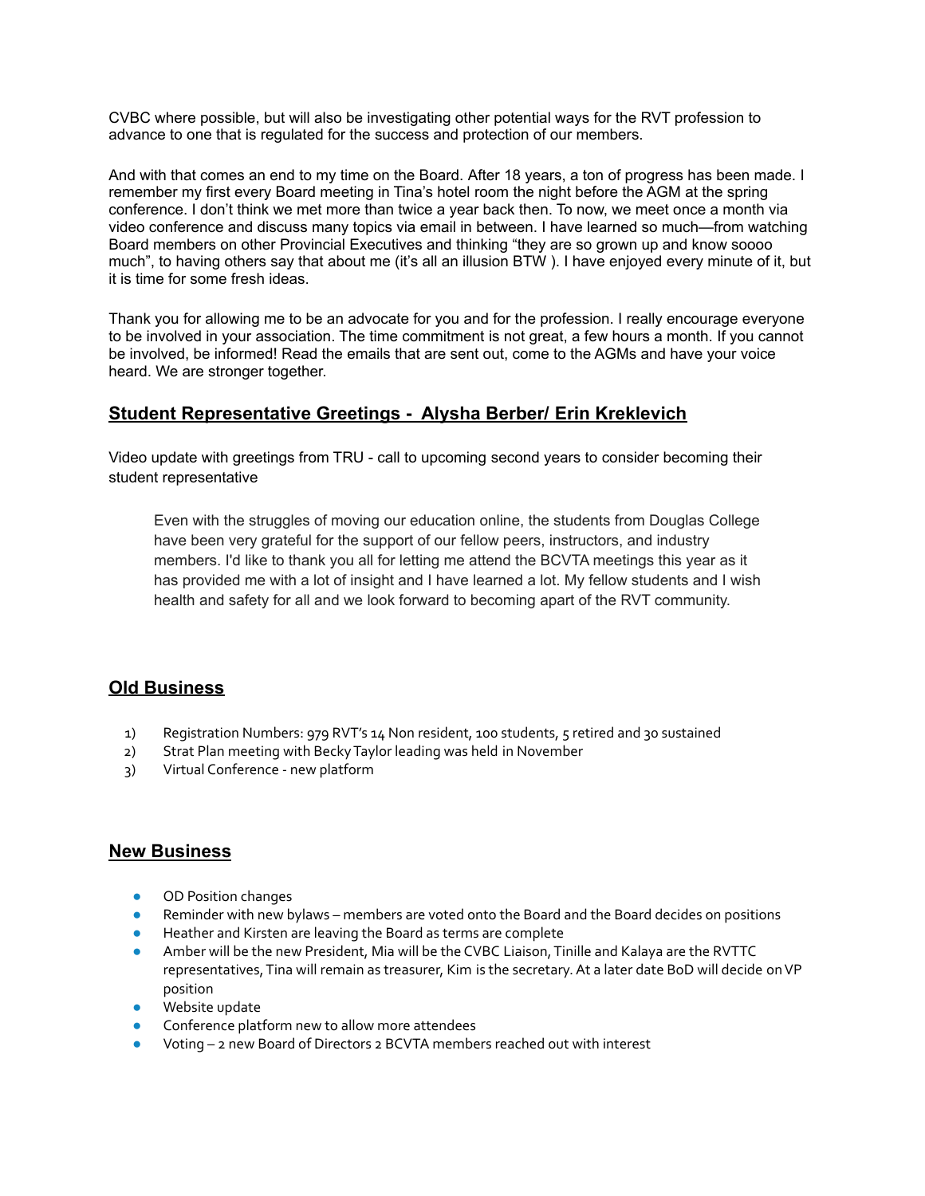CVBC where possible, but will also be investigating other potential ways for the RVT profession to advance to one that is regulated for the success and protection of our members.

And with that comes an end to my time on the Board. After 18 years, a ton of progress has been made. I remember my first every Board meeting in Tina's hotel room the night before the AGM at the spring conference. I don't think we met more than twice a year back then. To now, we meet once a month via video conference and discuss many topics via email in between. I have learned so much—from watching Board members on other Provincial Executives and thinking "they are so grown up and know soooo much", to having others say that about me (it's all an illusion BTW ). I have enjoyed every minute of it, but it is time for some fresh ideas.

Thank you for allowing me to be an advocate for you and for the profession. I really encourage everyone to be involved in your association. The time commitment is not great, a few hours a month. If you cannot be involved, be informed! Read the emails that are sent out, come to the AGMs and have your voice heard. We are stronger together.

## Student Representative Greetings - Alysha Berber/ Erin Kreklevich

Video update with greetings from TRU - call to upcoming second years to consider becoming their student representative

> Even with the struggles of moving our education online, the students from Douglas College have been very grateful for the support of our fellow peers, instructors, and industry members. I'd like to thank you all for letting me attend the BCVTA meetings this year as it has provided me with a lot of insight and I have learned a lot. My fellow students and I wish health and safety for all and we look forward to becoming apart of the RVT community.

## Old Business

1) Registration Numbers: 979 RVT's 14 Non resident, 100 students, 5 retired and 30 sustained
2) Strat Plan meeting with Becky Taylor leading was held in November
3) Virtual Conference - new platform

## New Business

- OD Position changes
- Reminder with new bylaws – members are voted onto the Board and the Board decides on positions
- Heather and Kirsten are leaving the Board as terms are complete
- Amber will be the new President, Mia will be the CVBC Liaison, Tinille and Kalaya are the RVTTC representatives, Tina will remain as treasurer, Kim is the secretary. At a later date BoD will decide on VP position
- Website update
- Conference platform new to allow more attendees
- Voting – 2 new Board of Directors 2 BCVTA members reached out with interest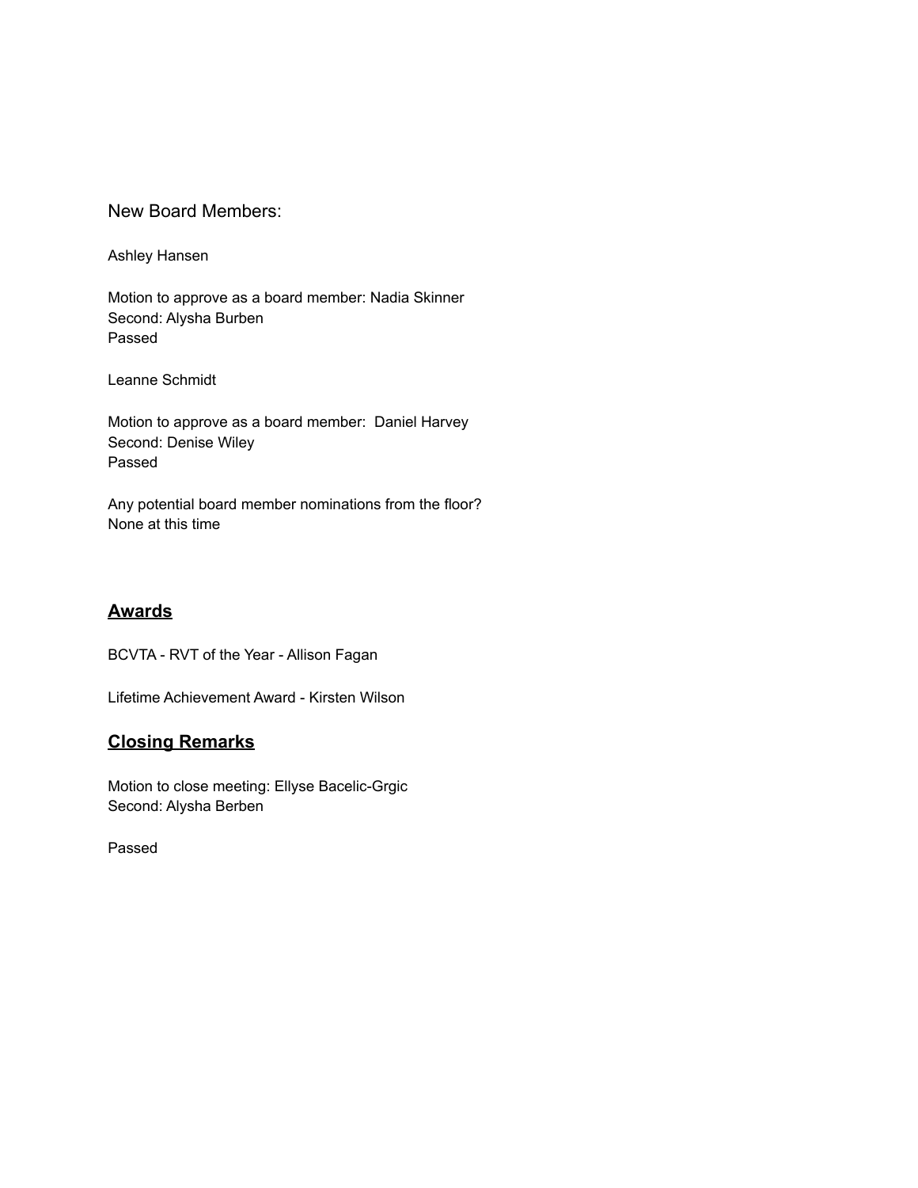New Board Members:

Ashley Hansen

Motion to approve as a board member: Nadia Skinner
Second: Alysha Burben
Passed

Leanne Schmidt

Motion to approve as a board member: Daniel Harvey
Second: Denise Wiley
Passed

Any potential board member nominations from the floor?
None at this time

## Awards

BCVTA - RVT of the Year - Allison Fagan

Lifetime Achievement Award - Kirsten Wilson

## Closing Remarks

Motion to close meeting: Ellyse Bacelic-Grgic
Second: Alysha Berben

Passed